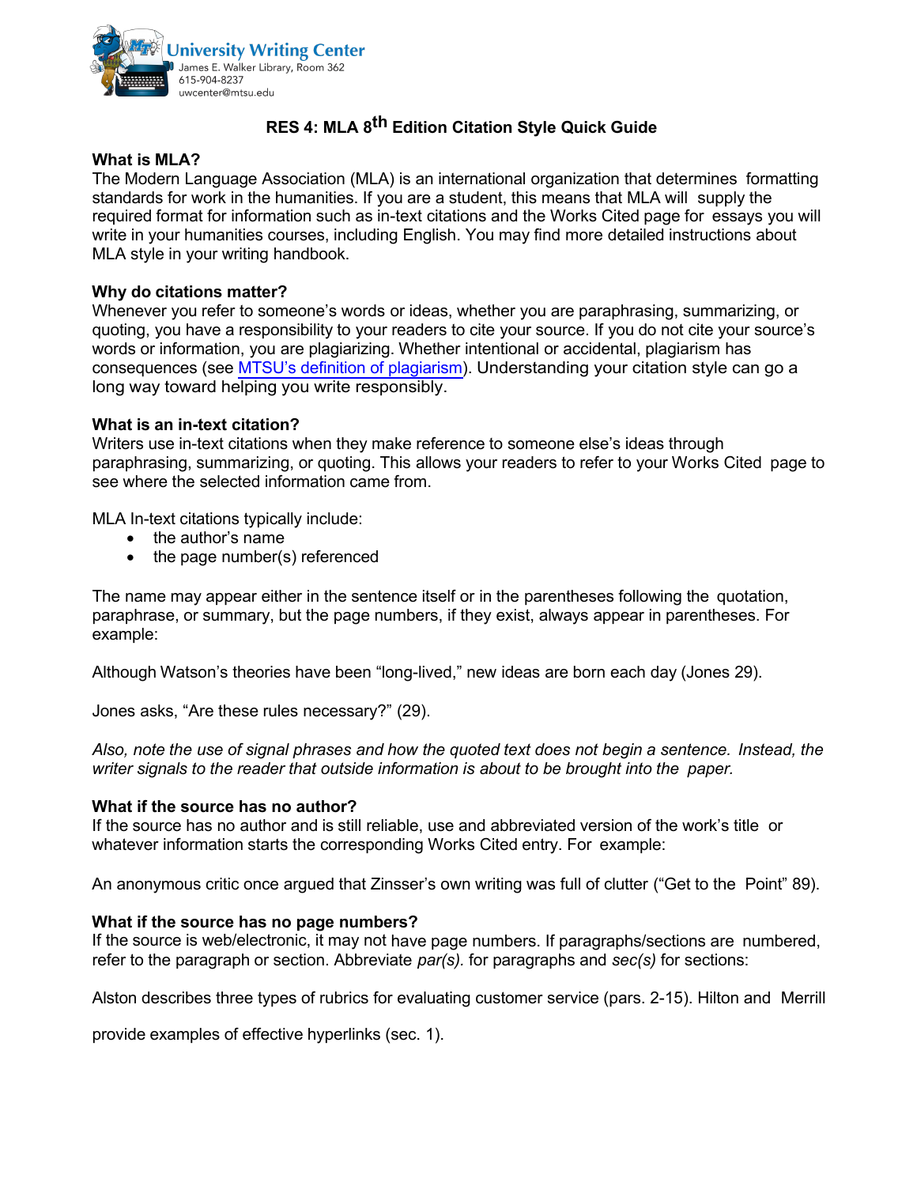University Writing Center
James E. Walker Library, Room 362
615-904-8237
uwcenter@mtsu.edu

# RES 4: MLA 8th Edition Citation Style Quick Guide

**What is MLA?**

The Modern Language Association (MLA) is an international organization that determines formatting standards for work in the humanities. If you are a student, this means that MLA will supply the required format for information such as in-text citations and the Works Cited page for essays you will write in your humanities courses, including English. You may find more detailed instructions about MLA style in your writing handbook.

**Why do citations matter?**

Whenever you refer to someone's words or ideas, whether you are paraphrasing, summarizing, or quoting, you have a responsibility to your readers to cite your source. If you do not cite your source's words or information, you are plagiarizing. Whether intentional or accidental, plagiarism has consequences (see MTSU's definition of plagiarism). Understanding your citation style can go a long way toward helping you write responsibly.

**What is an in-text citation?**

Writers use in-text citations when they make reference to someone else's ideas through paraphrasing, summarizing, or quoting. This allows your readers to refer to your Works Cited page to see where the selected information came from.

MLA In-text citations typically include:

- the author's name
- the page number(s) referenced

The name may appear either in the sentence itself or in the parentheses following the quotation, paraphrase, or summary, but the page numbers, if they exist, always appear in parentheses. For example:

Although Watson's theories have been "long-lived," new ideas are born each day (Jones 29).

Jones asks, "Are these rules necessary?" (29).

*Also, note the use of signal phrases and how the quoted text does not begin a sentence. Instead, the writer signals to the reader that outside information is about to be brought into the paper.*

**What if the source has no author?**

If the source has no author and is still reliable, use and abbreviated version of the work's title or whatever information starts the corresponding Works Cited entry. For example:

An anonymous critic once argued that Zinsser's own writing was full of clutter ("Get to the Point" 89).

**What if the source has no page numbers?**

If the source is web/electronic, it may not have page numbers. If paragraphs/sections are numbered, refer to the paragraph or section. Abbreviate *par(s).* for paragraphs and *sec(s)* for sections:

Alston describes three types of rubrics for evaluating customer service (pars. 2-15). Hilton and Merrill provide examples of effective hyperlinks (sec. 1).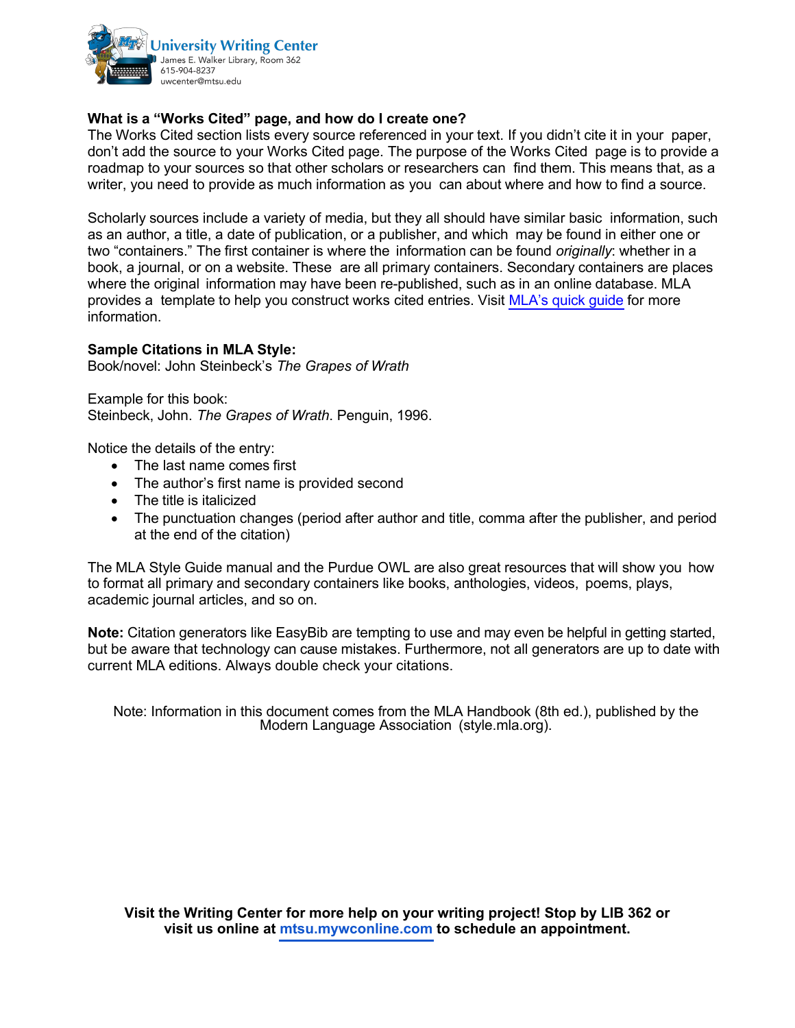University Writing Center
James E. Walker Library, Room 362
615-904-8237
uwcenter@mtsu.edu

**What is a "Works Cited" page, and how do I create one?**

The Works Cited section lists every source referenced in your text. If you didn't cite it in your paper, don't add the source to your Works Cited page. The purpose of the Works Cited page is to provide a roadmap to your sources so that other scholars or researchers can find them. This means that, as a writer, you need to provide as much information as you can about where and how to find a source.

Scholarly sources include a variety of media, but they all should have similar basic information, such as an author, a title, a date of publication, or a publisher, and which may be found in either one or two "containers." The first container is where the information can be found *originally*: whether in a book, a journal, or on a website. These are all primary containers. Secondary containers are places where the original information may have been re-published, such as in an online database. MLA provides a template to help you construct works cited entries. Visit MLA's quick guide for more information.

**Sample Citations in MLA Style:**

Book/novel: John Steinbeck's *The Grapes of Wrath*

Example for this book:
Steinbeck, John. *The Grapes of Wrath*. Penguin, 1996.

Notice the details of the entry:

- The last name comes first
- The author's first name is provided second
- The title is italicized
- The punctuation changes (period after author and title, comma after the publisher, and period at the end of the citation)

The MLA Style Guide manual and the Purdue OWL are also great resources that will show you how to format all primary and secondary containers like books, anthologies, videos, poems, plays, academic journal articles, and so on.

**Note:** Citation generators like EasyBib are tempting to use and may even be helpful in getting started, but be aware that technology can cause mistakes. Furthermore, not all generators are up to date with current MLA editions. Always double check your citations.

Note: Information in this document comes from the MLA Handbook (8th ed.), published by the Modern Language Association (style.mla.org).

**Visit the Writing Center for more help on your writing project! Stop by LIB 362 or visit us online at mtsu.mywconline.com to schedule an appointment.**